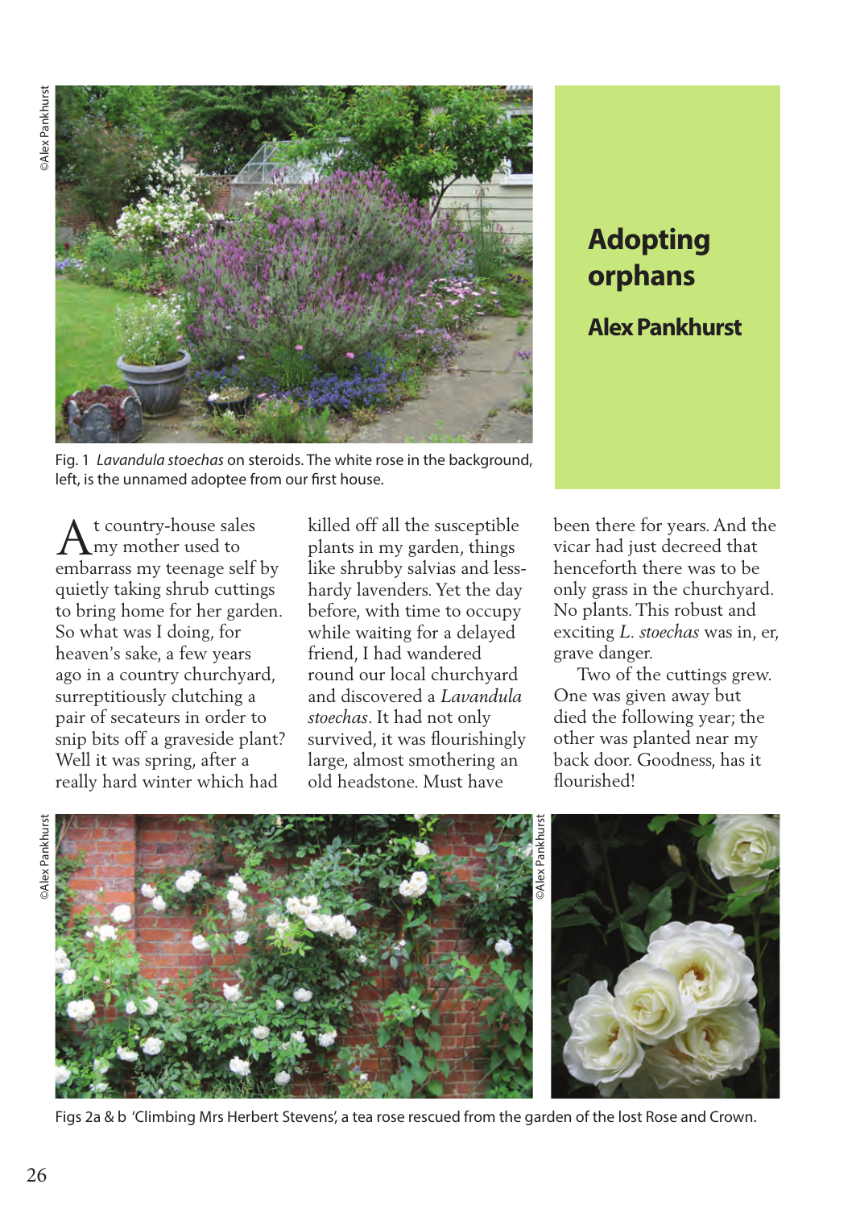# Adopting orphans

**Alex Pankhurst**

Fig. 1 *Lavandula stoechas* on steroids. The white rose in the background, left, is the unnamed adoptee from our first house.

At country-house sales my mother used to embarrass my teenage self by quietly taking shrub cuttings to bring home for her garden. So what was I doing, for heaven's sake, a few years ago in a country churchyard, surreptitiously clutching a pair of secateurs in order to snip bits off a graveside plant? Well it was spring, after a really hard winter which had killed off all the susceptible plants in my garden, things like shrubby salvias and less-hardy lavenders. Yet the day before, with time to occupy while waiting for a delayed friend, I had wandered round our local churchyard and discovered a *Lavandula stoechas*. It had not only survived, it was flourishingly large, almost smothering an old headstone. Must have been there for years. And the vicar had just decreed that henceforth there was to be only grass in the churchyard. No plants. This robust and exciting *L. stoechas* was in, er, grave danger.

Two of the cuttings grew. One was given away but died the following year; the other was planted near my back door. Goodness, has it flourished!

Figs 2a & b 'Climbing Mrs Herbert Stevens', a tea rose rescued from the garden of the lost Rose and Crown.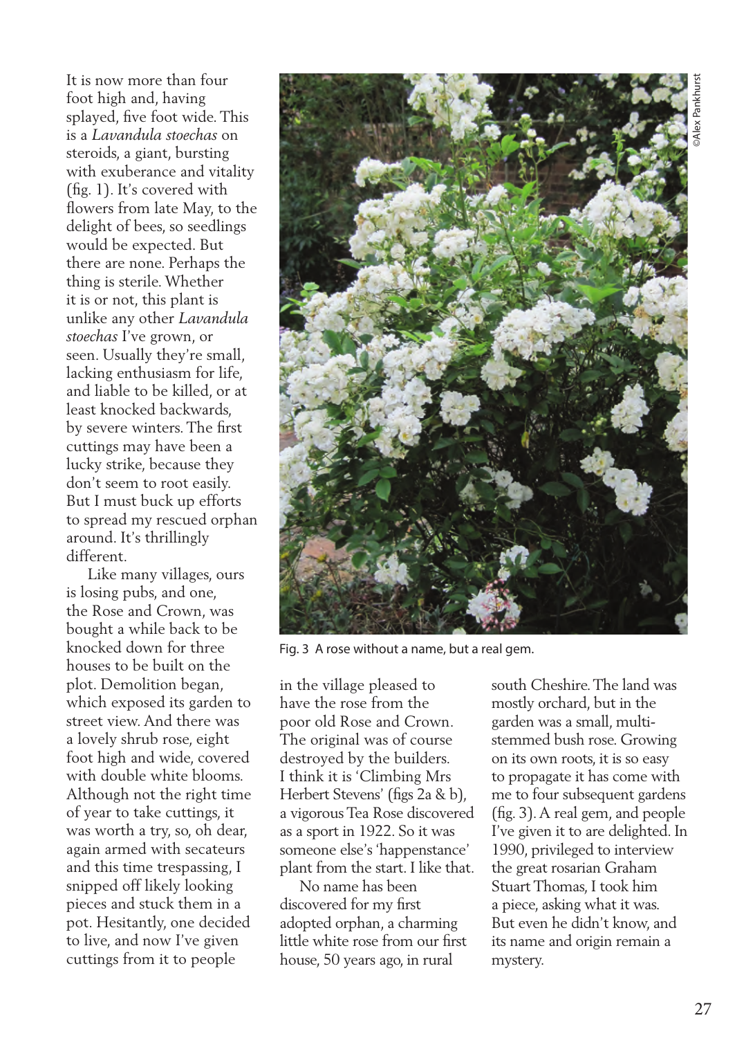It is now more than four foot high and, having splayed, five foot wide. This is a *Lavandula stoechas* on steroids, a giant, bursting with exuberance and vitality (fig. 1). It's covered with flowers from late May, to the delight of bees, so seedlings would be expected. But there are none. Perhaps the thing is sterile. Whether it is or not, this plant is unlike any other *Lavandula stoechas* I've grown, or seen. Usually they're small, lacking enthusiasm for life, and liable to be killed, or at least knocked backwards, by severe winters. The first cuttings may have been a lucky strike, because they don't seem to root easily. But I must buck up efforts to spread my rescued orphan around. It's thrillingly different.

Like many villages, ours is losing pubs, and one, the Rose and Crown, was bought a while back to be knocked down for three houses to be built on the plot. Demolition began, which exposed its garden to street view. And there was a lovely shrub rose, eight foot high and wide, covered with double white blooms. Although not the right time of year to take cuttings, it was worth a try, so, oh dear, again armed with secateurs and this time trespassing, I snipped off likely looking pieces and stuck them in a pot. Hesitantly, one decided to live, and now I've given cuttings from it to people in the village pleased to have the rose from the poor old Rose and Crown. The original was of course destroyed by the builders. I think it is 'Climbing Mrs Herbert Stevens' (figs 2a & b), a vigorous Tea Rose discovered as a sport in 1922. So it was someone else's 'happenstance' plant from the start. I like that.

No name has been discovered for my first adopted orphan, a charming little white rose from our first house, 50 years ago, in rural south Cheshire. The land was mostly orchard, but in the garden was a small, multi-stemmed bush rose. Growing on its own roots, it is so easy to propagate it has come with me to four subsequent gardens (fig. 3). A real gem, and people I've given it to are delighted. In 1990, privileged to interview the great rosarian Graham Stuart Thomas, I took him a piece, asking what it was. But even he didn't know, and its name and origin remain a mystery.

©Alex Pankhurst

Fig. 3 A rose without a name, but a real gem.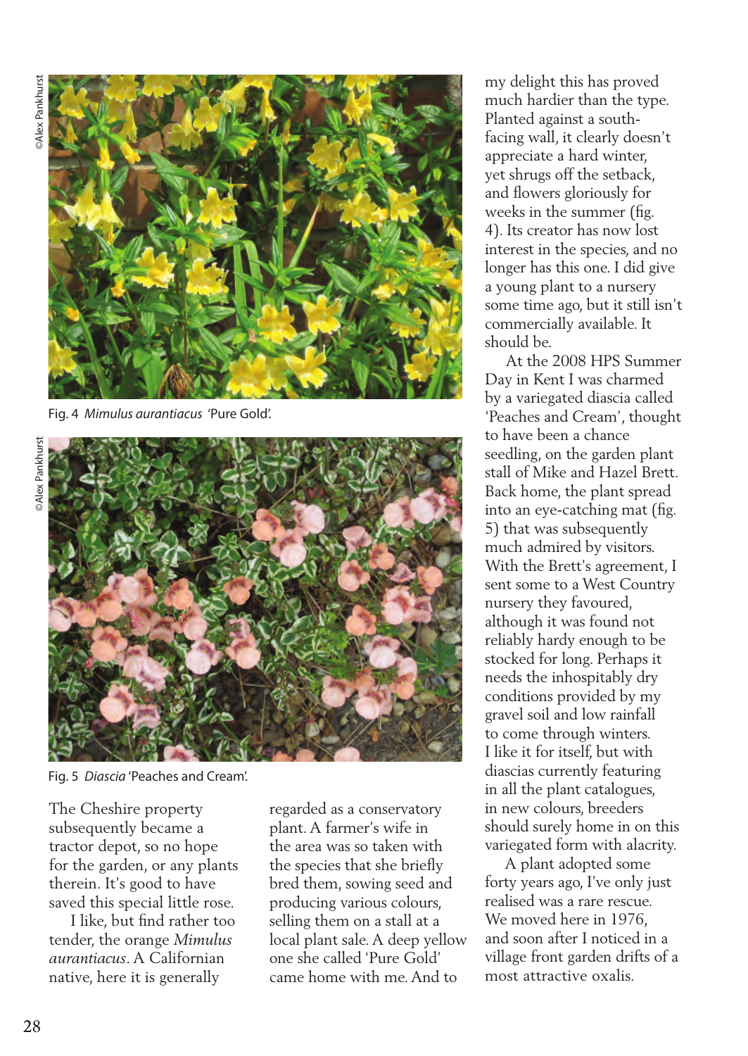Fig. 4 *Mimulus aurantiacus* 'Pure Gold'.

Fig. 5 *Diascia* 'Peaches and Cream'.

The Cheshire property subsequently became a tractor depot, so no hope for the garden, or any plants therein. It's good to have saved this special little rose.

I like, but find rather too tender, the orange *Mimulus aurantiacus*. A Californian native, here it is generally regarded as a conservatory plant. A farmer's wife in the area was so taken with the species that she briefly bred them, sowing seed and producing various colours, selling them on a stall at a local plant sale. A deep yellow one she called 'Pure Gold' came home with me. And to my delight this has proved much hardier than the type. Planted against a south-facing wall, it clearly doesn't appreciate a hard winter, yet shrugs off the setback, and flowers gloriously for weeks in the summer (fig. 4). Its creator has now lost interest in the species, and no longer has this one. I did give a young plant to a nursery some time ago, but it still isn't commercially available. It should be.

At the 2008 HPS Summer Day in Kent I was charmed by a variegated diascia called 'Peaches and Cream', thought to have been a chance seedling, on the garden plant stall of Mike and Hazel Brett. Back home, the plant spread into an eye-catching mat (fig. 5) that was subsequently much admired by visitors. With the Brett's agreement, I sent some to a West Country nursery they favoured, although it was found not reliably hardy enough to be stocked for long. Perhaps it needs the inhospitably dry conditions provided by my gravel soil and low rainfall to come through winters. I like it for itself, but with diascias currently featuring in all the plant catalogues, in new colours, breeders should surely home in on this variegated form with alacrity.

A plant adopted some forty years ago, I've only just realised was a rare rescue. We moved here in 1976, and soon after I noticed in a village front garden drifts of a most attractive oxalis.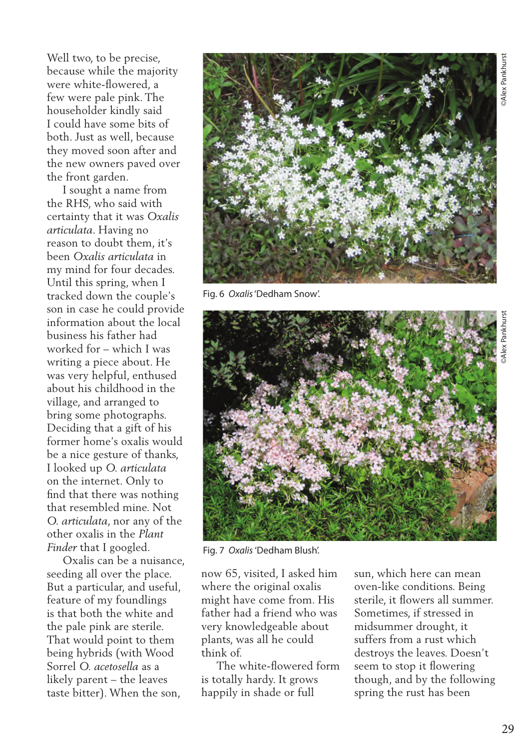Well two, to be precise, because while the majority were white-flowered, a few were pale pink. The householder kindly said I could have some bits of both. Just as well, because they moved soon after and the new owners paved over the front garden.

I sought a name from the RHS, who said with certainty that it was *Oxalis articulata*. Having no reason to doubt them, it's been *Oxalis articulata* in my mind for four decades. Until this spring, when I tracked down the couple's son in case he could provide information about the local business his father had worked for – which I was writing a piece about. He was very helpful, enthused about his childhood in the village, and arranged to bring some photographs. Deciding that a gift of his former home's oxalis would be a nice gesture of thanks, I looked up *O. articulata* on the internet. Only to find that there was nothing that resembled mine. Not *O. articulata*, nor any of the other oxalis in the *Plant Finder* that I googled.

Oxalis can be a nuisance, seeding all over the place. But a particular, and useful, feature of my foundlings is that both the white and the pale pink are sterile. That would point to them being hybrids (with Wood Sorrel *O. acetosella* as a likely parent – the leaves taste bitter). When the son, now 65, visited, I asked him where the original oxalis might have come from. His father had a friend who was very knowledgeable about plants, was all he could think of.

The white-flowered form is totally hardy. It grows happily in shade or full sun, which here can mean oven-like conditions. Being sterile, it flowers all summer. Sometimes, if stressed in midsummer drought, it suffers from a rust which destroys the leaves. Doesn't seem to stop it flowering though, and by the following spring the rust has been

©Alex Pankhurst

Fig. 6 *Oxalis* 'Dedham Snow'.

©Alex Pankhurst

Fig. 7 *Oxalis* 'Dedham Blush'.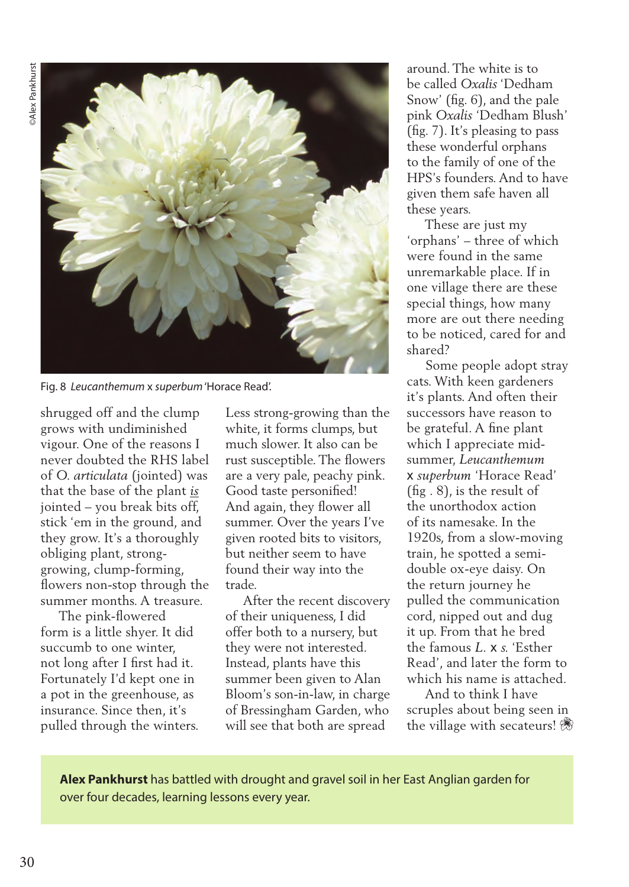Fig. 8 *Leucanthemum* x *superbum* 'Horace Read'.

shrugged off and the clump grows with undiminished vigour. One of the reasons I never doubted the RHS label of *O. articulata* (jointed) was that the base of the plant *is* jointed – you break bits off, stick 'em in the ground, and they grow. It's a thoroughly obliging plant, strong-growing, clump-forming, flowers non-stop through the summer months. A treasure.

The pink-flowered form is a little shyer. It did succumb to one winter, not long after I first had it. Fortunately I'd kept one in a pot in the greenhouse, as insurance. Since then, it's pulled through the winters. Less strong-growing than the white, it forms clumps, but much slower. It also can be rust susceptible. The flowers are a very pale, peachy pink. Good taste personified! And again, they flower all summer. Over the years I've given rooted bits to visitors, but neither seem to have found their way into the trade.

After the recent discovery of their uniqueness, I did offer both to a nursery, but they were not interested. Instead, plants have this summer been given to Alan Bloom's son-in-law, in charge of Bressingham Garden, who will see that both are spread around. The white is to be called *Oxalis* 'Dedham Snow' (fig. 6), and the pale pink *Oxalis* 'Dedham Blush' (fig. 7). It's pleasing to pass these wonderful orphans to the family of one of the HPS's founders. And to have given them safe haven all these years.

These are just my 'orphans' – three of which were found in the same unremarkable place. If in one village there are these special things, how many more are out there needing to be noticed, cared for and shared?

Some people adopt stray cats. With keen gardeners it's plants. And often their successors have reason to be grateful. A fine plant which I appreciate mid-summer, *Leucanthemum* x *superbum* 'Horace Read' (fig . 8), is the result of the unorthodox action of its namesake. In the 1920s, from a slow-moving train, he spotted a semi-double ox-eye daisy. On the return journey he pulled the communication cord, nipped out and dug it up. From that he bred the famous *L.* x *s.* 'Esther Read', and later the form to which his name is attached.

And to think I have scruples about being seen in the village with secateurs!

**Alex Pankhurst** has battled with drought and gravel soil in her East Anglian garden for over four decades, learning lessons every year.